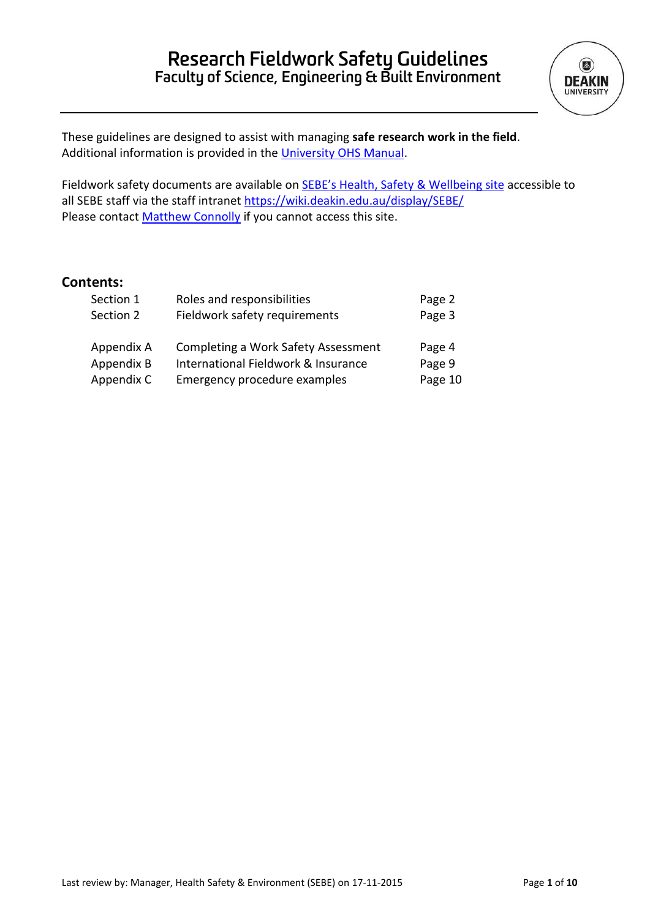# Research Fieldwork Safety Guidelines

## Faculty of Science, Engineering & Built Environment

These guidelines are designed to assist with managing **safe research work in the field**. Additional information is provided in the [University OHS Manual](#).

Fieldwork safety documents are available on [SEBE's Health, Safety & Wellbeing site](#) accessible to all SEBE staff via the staff intranet [https://wiki.deakin.edu.au/display/SEBE/](https://wiki.deakin.edu.au/display/SEBE/)
Please contact [Matthew Connolly](#) if you cannot access this site.

**Contents:**

| | | |
|---|---|---|
| Section 1 | Roles and responsibilities | Page 2 |
| Section 2 | Fieldwork safety requirements | Page 3 |
| Appendix A | Completing a Work Safety Assessment | Page 4 |
| Appendix B | International Fieldwork & Insurance | Page 9 |
| Appendix C | Emergency procedure examples | Page 10 |

Last review by: Manager, Health Safety & Environment (SEBE) on 17-11-2015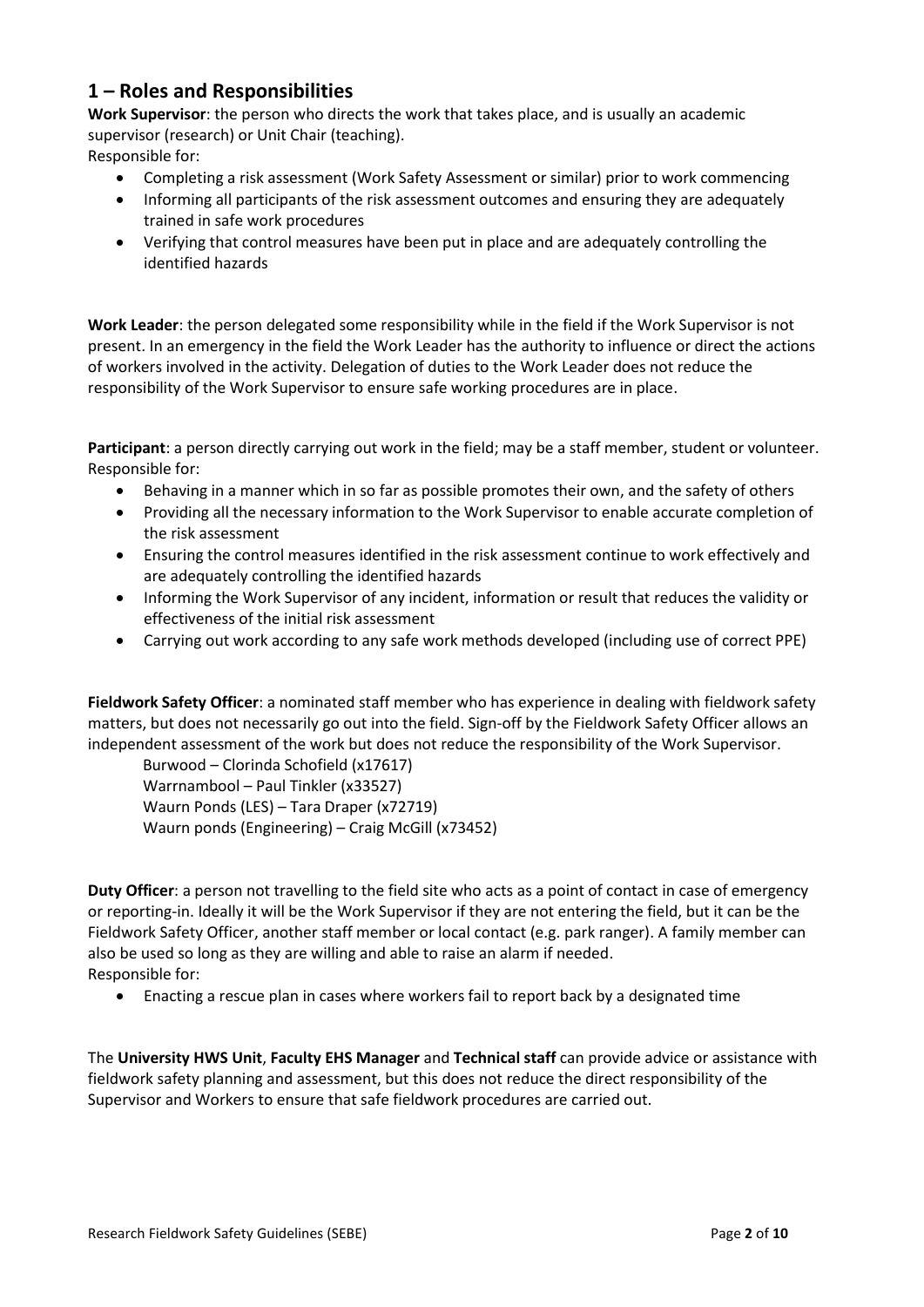## 1 – Roles and Responsibilities

**Work Supervisor**: the person who directs the work that takes place, and is usually an academic supervisor (research) or Unit Chair (teaching).
Responsible for:

- Completing a risk assessment (Work Safety Assessment or similar) prior to work commencing
- Informing all participants of the risk assessment outcomes and ensuring they are adequately trained in safe work procedures
- Verifying that control measures have been put in place and are adequately controlling the identified hazards

**Work Leader**: the person delegated some responsibility while in the field if the Work Supervisor is not present. In an emergency in the field the Work Leader has the authority to influence or direct the actions of workers involved in the activity. Delegation of duties to the Work Leader does not reduce the responsibility of the Work Supervisor to ensure safe working procedures are in place.

**Participant**: a person directly carrying out work in the field; may be a staff member, student or volunteer.
Responsible for:

- Behaving in a manner which in so far as possible promotes their own, and the safety of others
- Providing all the necessary information to the Work Supervisor to enable accurate completion of the risk assessment
- Ensuring the control measures identified in the risk assessment continue to work effectively and are adequately controlling the identified hazards
- Informing the Work Supervisor of any incident, information or result that reduces the validity or effectiveness of the initial risk assessment
- Carrying out work according to any safe work methods developed (including use of correct PPE)

**Fieldwork Safety Officer**: a nominated staff member who has experience in dealing with fieldwork safety matters, but does not necessarily go out into the field. Sign-off by the Fieldwork Safety Officer allows an independent assessment of the work but does not reduce the responsibility of the Work Supervisor.

Burwood – Clorinda Schofield (x17617)
Warrnambool – Paul Tinkler (x33527)
Waurn Ponds (LES) – Tara Draper (x72719)
Waurn ponds (Engineering) – Craig McGill (x73452)

**Duty Officer**: a person not travelling to the field site who acts as a point of contact in case of emergency or reporting-in. Ideally it will be the Work Supervisor if they are not entering the field, but it can be the Fieldwork Safety Officer, another staff member or local contact (e.g. park ranger). A family member can also be used so long as they are willing and able to raise an alarm if needed.
Responsible for:

- Enacting a rescue plan in cases where workers fail to report back by a designated time

The **University HWS Unit**, **Faculty EHS Manager** and **Technical staff** can provide advice or assistance with fieldwork safety planning and assessment, but this does not reduce the direct responsibility of the Supervisor and Workers to ensure that safe fieldwork procedures are carried out.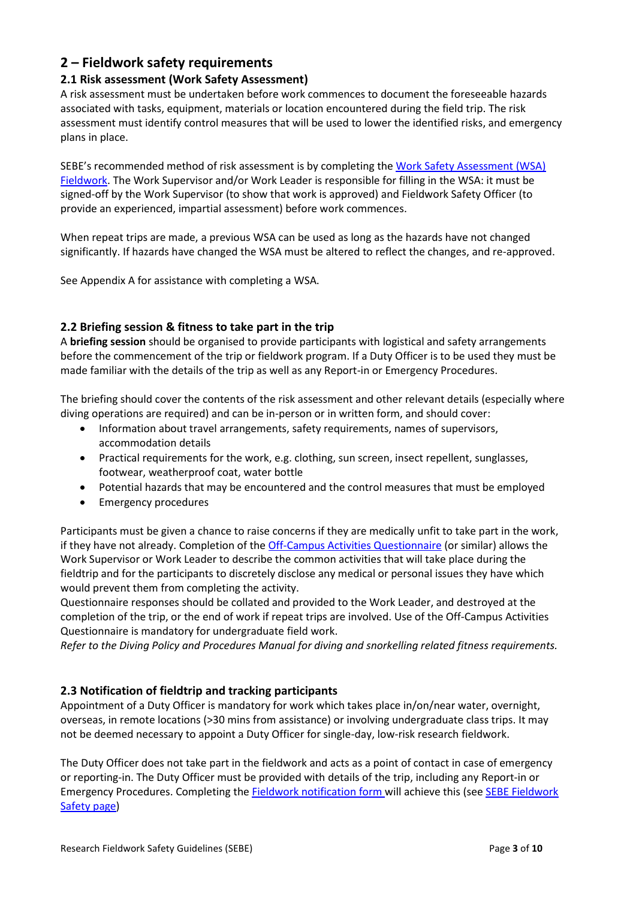## 2 – Fieldwork safety requirements

### 2.1 Risk assessment (Work Safety Assessment)

A risk assessment must be undertaken before work commences to document the foreseeable hazards associated with tasks, equipment, materials or location encountered during the field trip. The risk assessment must identify control measures that will be used to lower the identified risks, and emergency plans in place.

SEBE's recommended method of risk assessment is by completing the Work Safety Assessment (WSA) Fieldwork. The Work Supervisor and/or Work Leader is responsible for filling in the WSA: it must be signed-off by the Work Supervisor (to show that work is approved) and Fieldwork Safety Officer (to provide an experienced, impartial assessment) before work commences.

When repeat trips are made, a previous WSA can be used as long as the hazards have not changed significantly. If hazards have changed the WSA must be altered to reflect the changes, and re-approved.

See Appendix A for assistance with completing a WSA.

### 2.2 Briefing session & fitness to take part in the trip

A **briefing session** should be organised to provide participants with logistical and safety arrangements before the commencement of the trip or fieldwork program. If a Duty Officer is to be used they must be made familiar with the details of the trip as well as any Report-in or Emergency Procedures.

The briefing should cover the contents of the risk assessment and other relevant details (especially where diving operations are required) and can be in-person or in written form, and should cover:

- Information about travel arrangements, safety requirements, names of supervisors, accommodation details
- Practical requirements for the work, e.g. clothing, sun screen, insect repellent, sunglasses, footwear, weatherproof coat, water bottle
- Potential hazards that may be encountered and the control measures that must be employed
- Emergency procedures

Participants must be given a chance to raise concerns if they are medically unfit to take part in the work, if they have not already. Completion of the Off-Campus Activities Questionnaire (or similar) allows the Work Supervisor or Work Leader to describe the common activities that will take place during the fieldtrip and for the participants to discretely disclose any medical or personal issues they have which would prevent them from completing the activity.

Questionnaire responses should be collated and provided to the Work Leader, and destroyed at the completion of the trip, or the end of work if repeat trips are involved. Use of the Off-Campus Activities Questionnaire is mandatory for undergraduate field work.

*Refer to the Diving Policy and Procedures Manual for diving and snorkelling related fitness requirements.*

### 2.3 Notification of fieldtrip and tracking participants

Appointment of a Duty Officer is mandatory for work which takes place in/on/near water, overnight, overseas, in remote locations (>30 mins from assistance) or involving undergraduate class trips. It may not be deemed necessary to appoint a Duty Officer for single-day, low-risk research fieldwork.

The Duty Officer does not take part in the fieldwork and acts as a point of contact in case of emergency or reporting-in. The Duty Officer must be provided with details of the trip, including any Report-in or Emergency Procedures. Completing the Fieldwork notification form will achieve this (see SEBE Fieldwork Safety page)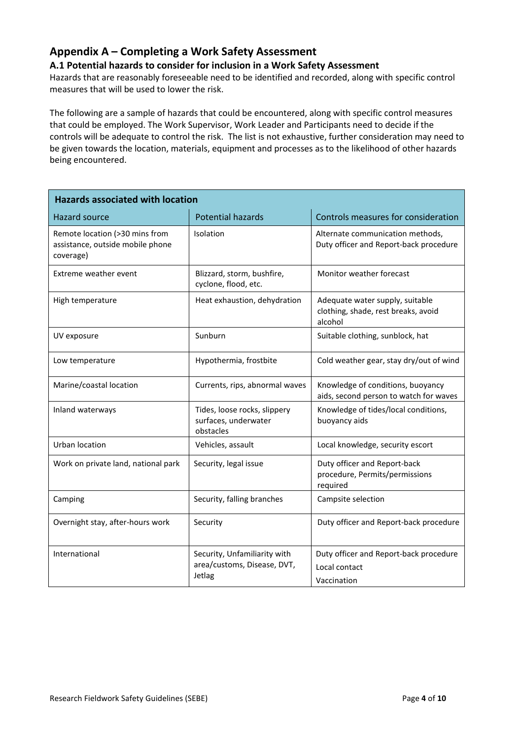## Appendix A – Completing a Work Safety Assessment

### A.1 Potential hazards to consider for inclusion in a Work Safety Assessment

Hazards that are reasonably foreseeable need to be identified and recorded, along with specific control measures that will be used to lower the risk.

The following are a sample of hazards that could be encountered, along with specific control measures that could be employed. The Work Supervisor, Work Leader and Participants need to decide if the controls will be adequate to control the risk. The list is not exhaustive, further consideration may need to be given towards the location, materials, equipment and processes as to the likelihood of other hazards being encountered.

| **Hazards associated with location** | | |
|---|---|---|
| Hazard source | Potential hazards | Controls measures for consideration |
| Remote location (>30 mins from assistance, outside mobile phone coverage) | Isolation | Alternate communication methods, Duty officer and Report-back procedure |
| Extreme weather event | Blizzard, storm, bushfire, cyclone, flood, etc. | Monitor weather forecast |
| High temperature | Heat exhaustion, dehydration | Adequate water supply, suitable clothing, shade, rest breaks, avoid alcohol |
| UV exposure | Sunburn | Suitable clothing, sunblock, hat |
| Low temperature | Hypothermia, frostbite | Cold weather gear, stay dry/out of wind |
| Marine/coastal location | Currents, rips, abnormal waves | Knowledge of conditions, buoyancy aids, second person to watch for waves |
| Inland waterways | Tides, loose rocks, slippery surfaces, underwater obstacles | Knowledge of tides/local conditions, buoyancy aids |
| Urban location | Vehicles, assault | Local knowledge, security escort |
| Work on private land, national park | Security, legal issue | Duty officer and Report-back procedure, Permits/permissions required |
| Camping | Security, falling branches | Campsite selection |
| Overnight stay, after-hours work | Security | Duty officer and Report-back procedure |
| International | Security, Unfamiliarity with area/customs, Disease, DVT, Jetlag | Duty officer and Report-back procedure<br>Local contact<br>Vaccination |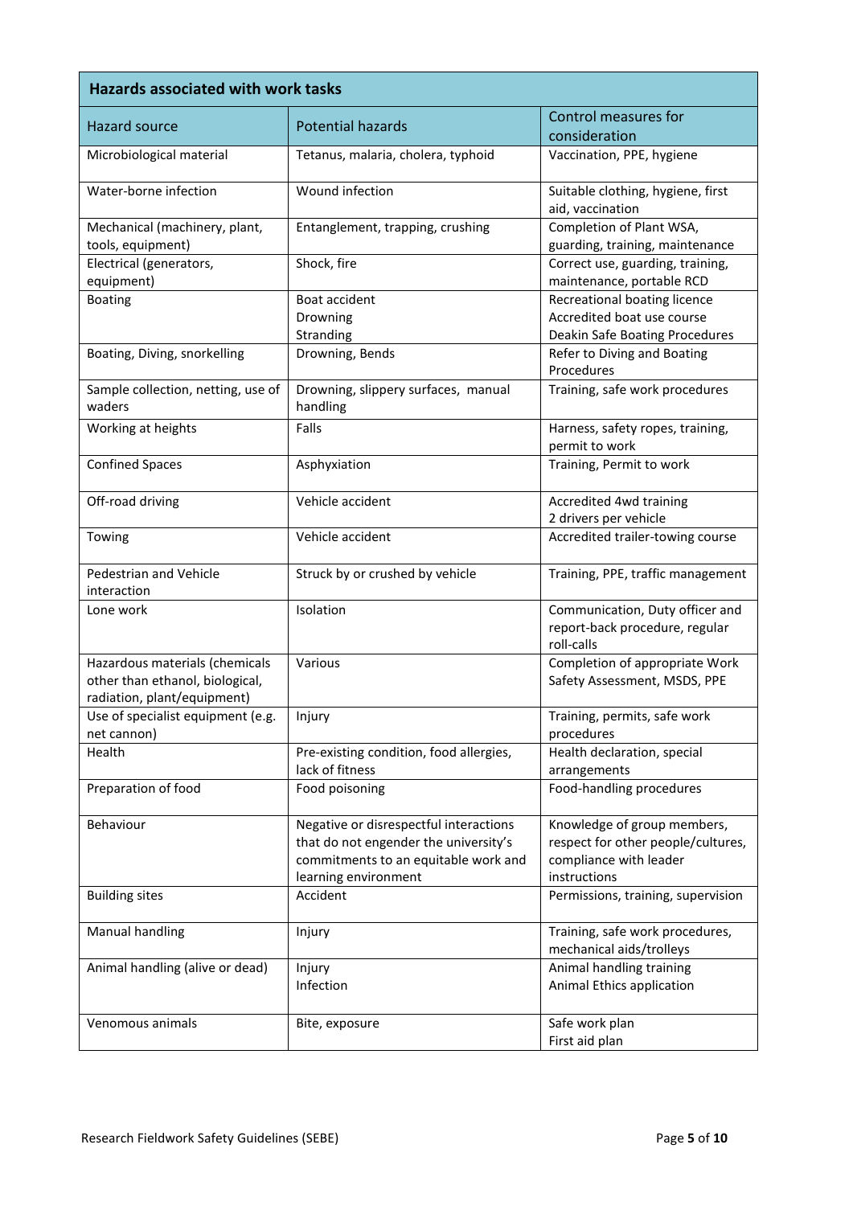| Hazards associated with work tasks | | |
|---|---|---|
| Hazard source | Potential hazards | Control measures for consideration |
| Microbiological material | Tetanus, malaria, cholera, typhoid | Vaccination, PPE, hygiene |
| Water-borne infection | Wound infection | Suitable clothing, hygiene, first aid, vaccination |
| Mechanical (machinery, plant, tools, equipment) | Entanglement, trapping, crushing | Completion of Plant WSA, guarding, training, maintenance |
| Electrical (generators, equipment) | Shock, fire | Correct use, guarding, training, maintenance, portable RCD |
| Boating | Boat accident<br>Drowning<br>Stranding | Recreational boating licence<br>Accredited boat use course<br>Deakin Safe Boating Procedures |
| Boating, Diving, snorkelling | Drowning, Bends | Refer to Diving and Boating Procedures |
| Sample collection, netting, use of waders | Drowning, slippery surfaces, manual handling | Training, safe work procedures |
| Working at heights | Falls | Harness, safety ropes, training, permit to work |
| Confined Spaces | Asphyxiation | Training, Permit to work |
| Off-road driving | Vehicle accident | Accredited 4wd training<br>2 drivers per vehicle |
| Towing | Vehicle accident | Accredited trailer-towing course |
| Pedestrian and Vehicle interaction | Struck by or crushed by vehicle | Training, PPE, traffic management |
| Lone work | Isolation | Communication, Duty officer and report-back procedure, regular roll-calls |
| Hazardous materials (chemicals other than ethanol, biological, radiation, plant/equipment) | Various | Completion of appropriate Work Safety Assessment, MSDS, PPE |
| Use of specialist equipment (e.g. net cannon) | Injury | Training, permits, safe work procedures |
| Health | Pre-existing condition, food allergies, lack of fitness | Health declaration, special arrangements |
| Preparation of food | Food poisoning | Food-handling procedures |
| Behaviour | Negative or disrespectful interactions that do not engender the university's commitments to an equitable work and learning environment | Knowledge of group members, respect for other people/cultures, compliance with leader instructions |
| Building sites | Accident | Permissions, training, supervision |
| Manual handling | Injury | Training, safe work procedures, mechanical aids/trolleys |
| Animal handling (alive or dead) | Injury<br>Infection | Animal handling training<br>Animal Ethics application |
| Venomous animals | Bite, exposure | Safe work plan<br>First aid plan |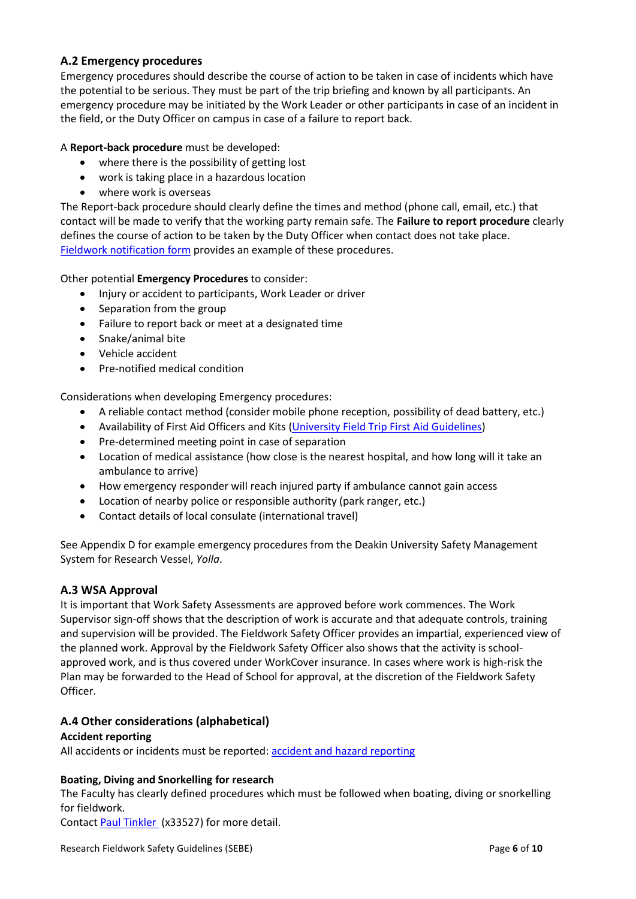## A.2 Emergency procedures

Emergency procedures should describe the course of action to be taken in case of incidents which have the potential to be serious. They must be part of the trip briefing and known by all participants. An emergency procedure may be initiated by the Work Leader or other participants in case of an incident in the field, or the Duty Officer on campus in case of a failure to report back.

A **Report-back procedure** must be developed:

- where there is the possibility of getting lost
- work is taking place in a hazardous location
- where work is overseas

The Report-back procedure should clearly define the times and method (phone call, email, etc.) that contact will be made to verify that the working party remain safe. The **Failure to report procedure** clearly defines the course of action to be taken by the Duty Officer when contact does not take place. [Fieldwork notification form]() provides an example of these procedures.

Other potential **Emergency Procedures** to consider:

- Injury or accident to participants, Work Leader or driver
- Separation from the group
- Failure to report back or meet at a designated time
- Snake/animal bite
- Vehicle accident
- Pre-notified medical condition

Considerations when developing Emergency procedures:

- A reliable contact method (consider mobile phone reception, possibility of dead battery, etc.)
- Availability of First Aid Officers and Kits ([University Field Trip First Aid Guidelines]())
- Pre-determined meeting point in case of separation
- Location of medical assistance (how close is the nearest hospital, and how long will it take an ambulance to arrive)
- How emergency responder will reach injured party if ambulance cannot gain access
- Location of nearby police or responsible authority (park ranger, etc.)
- Contact details of local consulate (international travel)

See Appendix D for example emergency procedures from the Deakin University Safety Management System for Research Vessel, *Yolla*.

## A.3 WSA Approval

It is important that Work Safety Assessments are approved before work commences. The Work Supervisor sign-off shows that the description of work is accurate and that adequate controls, training and supervision will be provided. The Fieldwork Safety Officer provides an impartial, experienced view of the planned work. Approval by the Fieldwork Safety Officer also shows that the activity is school-approved work, and is thus covered under WorkCover insurance. In cases where work is high-risk the Plan may be forwarded to the Head of School for approval, at the discretion of the Fieldwork Safety Officer.

## A.4 Other considerations (alphabetical)

**Accident reporting**

All accidents or incidents must be reported: [accident and hazard reporting]()

**Boating, Diving and Snorkelling for research**

The Faculty has clearly defined procedures which must be followed when boating, diving or snorkelling for fieldwork.

Contact [Paul Tinkler]() (x33527) for more detail.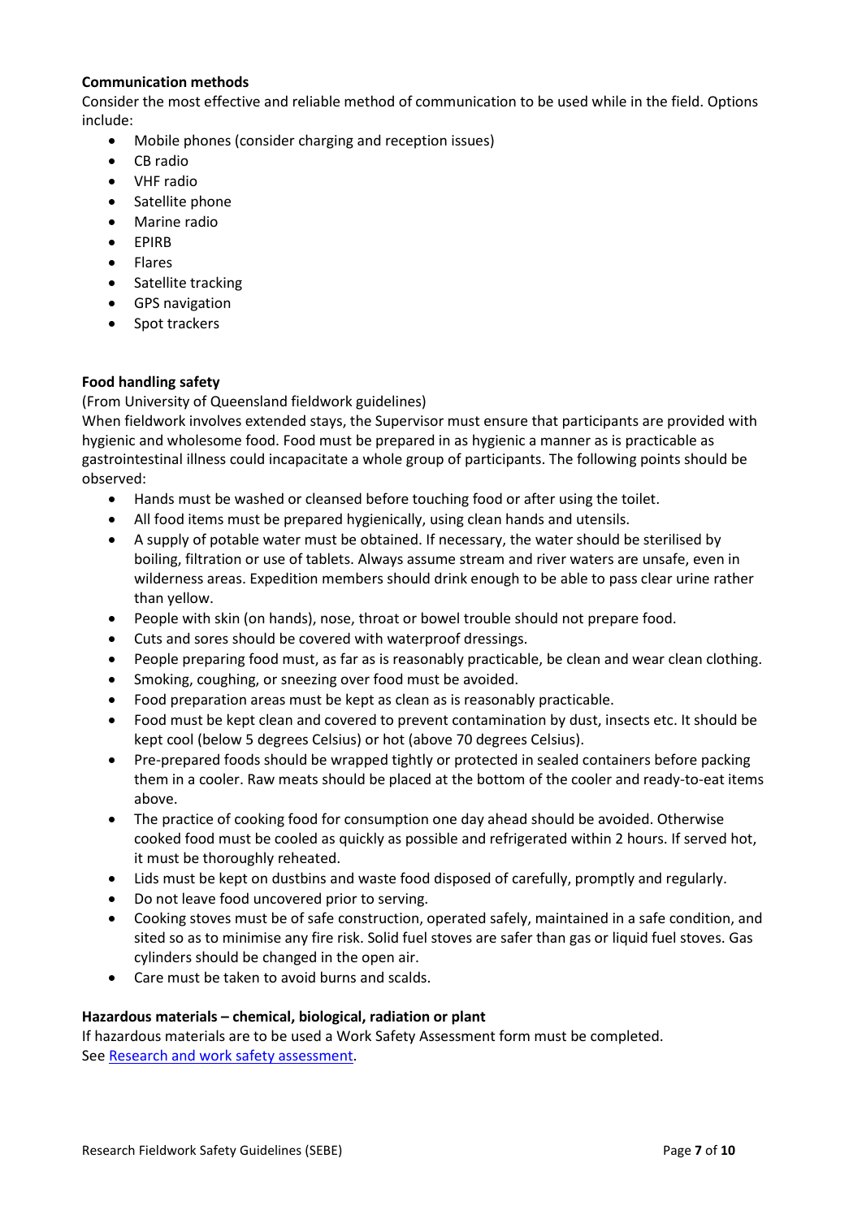**Communication methods**

Consider the most effective and reliable method of communication to be used while in the field. Options include:

- Mobile phones (consider charging and reception issues)
- CB radio
- VHF radio
- Satellite phone
- Marine radio
- EPIRB
- Flares
- Satellite tracking
- GPS navigation
- Spot trackers

**Food handling safety**

(From University of Queensland fieldwork guidelines)

When fieldwork involves extended stays, the Supervisor must ensure that participants are provided with hygienic and wholesome food. Food must be prepared in as hygienic a manner as is practicable as gastrointestinal illness could incapacitate a whole group of participants. The following points should be observed:

- Hands must be washed or cleansed before touching food or after using the toilet.
- All food items must be prepared hygienically, using clean hands and utensils.
- A supply of potable water must be obtained. If necessary, the water should be sterilised by boiling, filtration or use of tablets. Always assume stream and river waters are unsafe, even in wilderness areas. Expedition members should drink enough to be able to pass clear urine rather than yellow.
- People with skin (on hands), nose, throat or bowel trouble should not prepare food.
- Cuts and sores should be covered with waterproof dressings.
- People preparing food must, as far as is reasonably practicable, be clean and wear clean clothing.
- Smoking, coughing, or sneezing over food must be avoided.
- Food preparation areas must be kept as clean as is reasonably practicable.
- Food must be kept clean and covered to prevent contamination by dust, insects etc. It should be kept cool (below 5 degrees Celsius) or hot (above 70 degrees Celsius).
- Pre-prepared foods should be wrapped tightly or protected in sealed containers before packing them in a cooler. Raw meats should be placed at the bottom of the cooler and ready-to-eat items above.
- The practice of cooking food for consumption one day ahead should be avoided. Otherwise cooked food must be cooled as quickly as possible and refrigerated within 2 hours. If served hot, it must be thoroughly reheated.
- Lids must be kept on dustbins and waste food disposed of carefully, promptly and regularly.
- Do not leave food uncovered prior to serving.
- Cooking stoves must be of safe construction, operated safely, maintained in a safe condition, and sited so as to minimise any fire risk. Solid fuel stoves are safer than gas or liquid fuel stoves. Gas cylinders should be changed in the open air.
- Care must be taken to avoid burns and scalds.

**Hazardous materials – chemical, biological, radiation or plant**

If hazardous materials are to be used a Work Safety Assessment form must be completed.
See [Research and work safety assessment](Research and work safety assessment).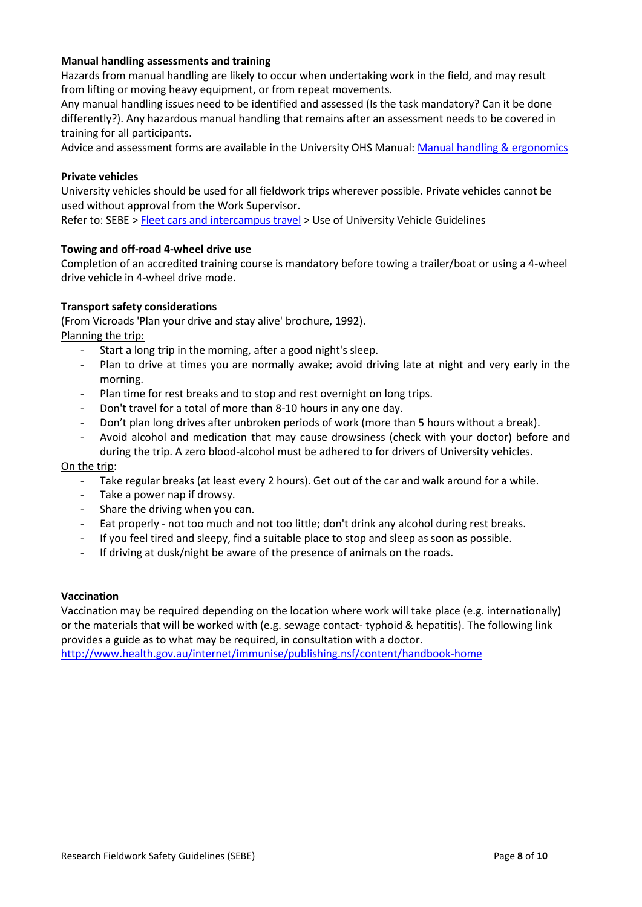**Manual handling assessments and training**

Hazards from manual handling are likely to occur when undertaking work in the field, and may result from lifting or moving heavy equipment, or from repeat movements.

Any manual handling issues need to be identified and assessed (Is the task mandatory? Can it be done differently?). Any hazardous manual handling that remains after an assessment needs to be covered in training for all participants.

Advice and assessment forms are available in the University OHS Manual: Manual handling & ergonomics

**Private vehicles**

University vehicles should be used for all fieldwork trips wherever possible. Private vehicles cannot be used without approval from the Work Supervisor.

Refer to: SEBE > Fleet cars and intercampus travel > Use of University Vehicle Guidelines

**Towing and off-road 4-wheel drive use**

Completion of an accredited training course is mandatory before towing a trailer/boat or using a 4-wheel drive vehicle in 4-wheel drive mode.

**Transport safety considerations**

(From Vicroads 'Plan your drive and stay alive' brochure, 1992).

Planning the trip:

- Start a long trip in the morning, after a good night's sleep.
- Plan to drive at times you are normally awake; avoid driving late at night and very early in the morning.
- Plan time for rest breaks and to stop and rest overnight on long trips.
- Don't travel for a total of more than 8-10 hours in any one day.
- Don't plan long drives after unbroken periods of work (more than 5 hours without a break).
- Avoid alcohol and medication that may cause drowsiness (check with your doctor) before and during the trip. A zero blood-alcohol must be adhered to for drivers of University vehicles.

On the trip:

- Take regular breaks (at least every 2 hours). Get out of the car and walk around for a while.
- Take a power nap if drowsy.
- Share the driving when you can.
- Eat properly - not too much and not too little; don't drink any alcohol during rest breaks.
- If you feel tired and sleepy, find a suitable place to stop and sleep as soon as possible.
- If driving at dusk/night be aware of the presence of animals on the roads.

**Vaccination**

Vaccination may be required depending on the location where work will take place (e.g. internationally) or the materials that will be worked with (e.g. sewage contact- typhoid & hepatitis). The following link provides a guide as to what may be required, in consultation with a doctor.

http://www.health.gov.au/internet/immunise/publishing.nsf/content/handbook-home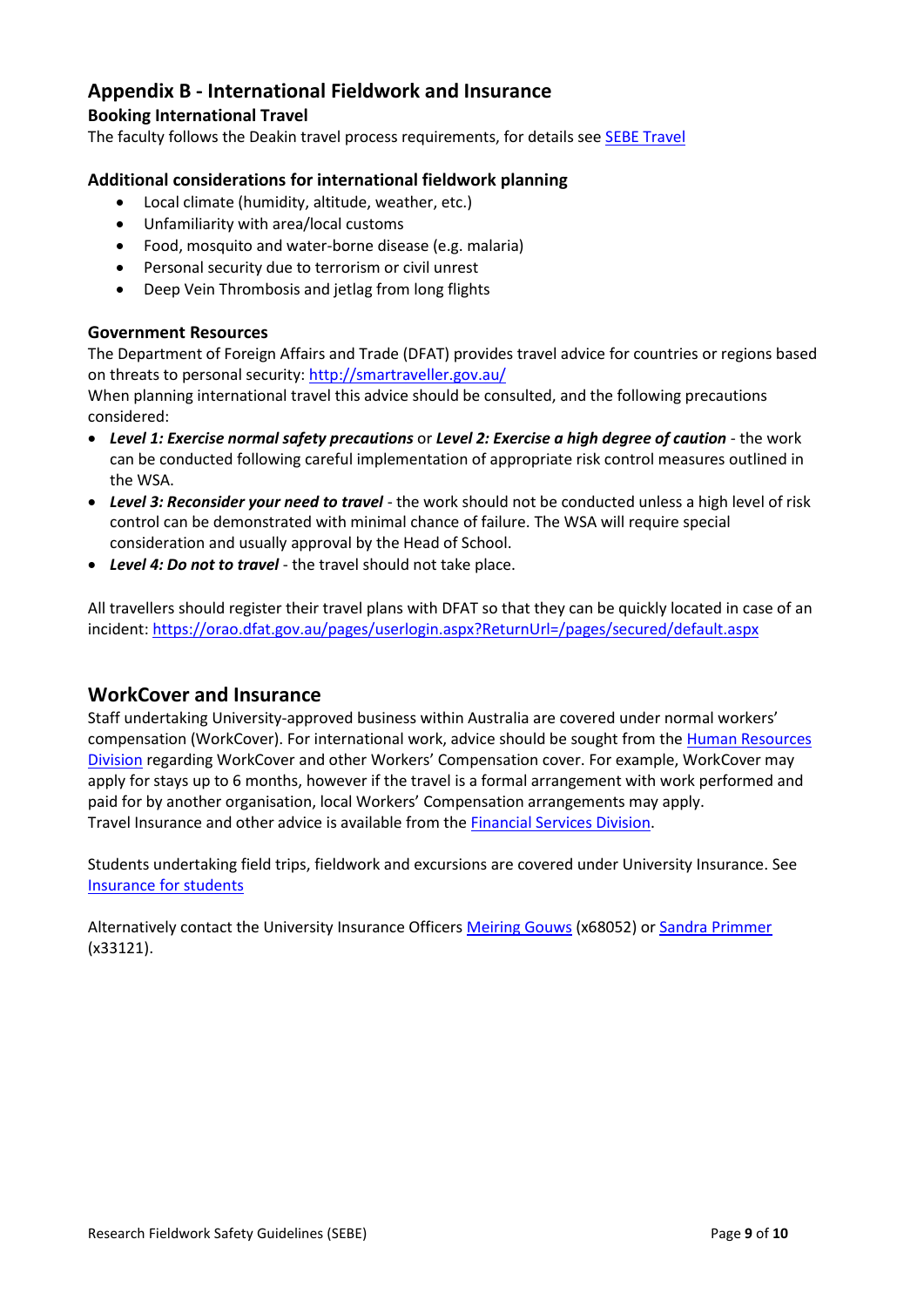## Appendix B - International Fieldwork and Insurance

### Booking International Travel

The faculty follows the Deakin travel process requirements, for details see [SEBE Travel]

### Additional considerations for international fieldwork planning

- Local climate (humidity, altitude, weather, etc.)
- Unfamiliarity with area/local customs
- Food, mosquito and water-borne disease (e.g. malaria)
- Personal security due to terrorism or civil unrest
- Deep Vein Thrombosis and jetlag from long flights

### Government Resources

The Department of Foreign Affairs and Trade (DFAT) provides travel advice for countries or regions based on threats to personal security: http://smartraveller.gov.au/

When planning international travel this advice should be consulted, and the following precautions considered:

- ***Level 1: Exercise normal safety precautions*** or ***Level 2: Exercise a high degree of caution*** - the work can be conducted following careful implementation of appropriate risk control measures outlined in the WSA.
- ***Level 3: Reconsider your need to travel*** - the work should not be conducted unless a high level of risk control can be demonstrated with minimal chance of failure. The WSA will require special consideration and usually approval by the Head of School.
- ***Level 4: Do not to travel*** - the travel should not take place.

All travellers should register their travel plans with DFAT so that they can be quickly located in case of an incident: https://orao.dfat.gov.au/pages/userlogin.aspx?ReturnUrl=/pages/secured/default.aspx

## WorkCover and Insurance

Staff undertaking University-approved business within Australia are covered under normal workers' compensation (WorkCover). For international work, advice should be sought from the Human Resources Division regarding WorkCover and other Workers' Compensation cover. For example, WorkCover may apply for stays up to 6 months, however if the travel is a formal arrangement with work performed and paid for by another organisation, local Workers' Compensation arrangements may apply.
Travel Insurance and other advice is available from the Financial Services Division.

Students undertaking field trips, fieldwork and excursions are covered under University Insurance. See Insurance for students

Alternatively contact the University Insurance Officers Meiring Gouws (x68052) or Sandra Primmer (x33121).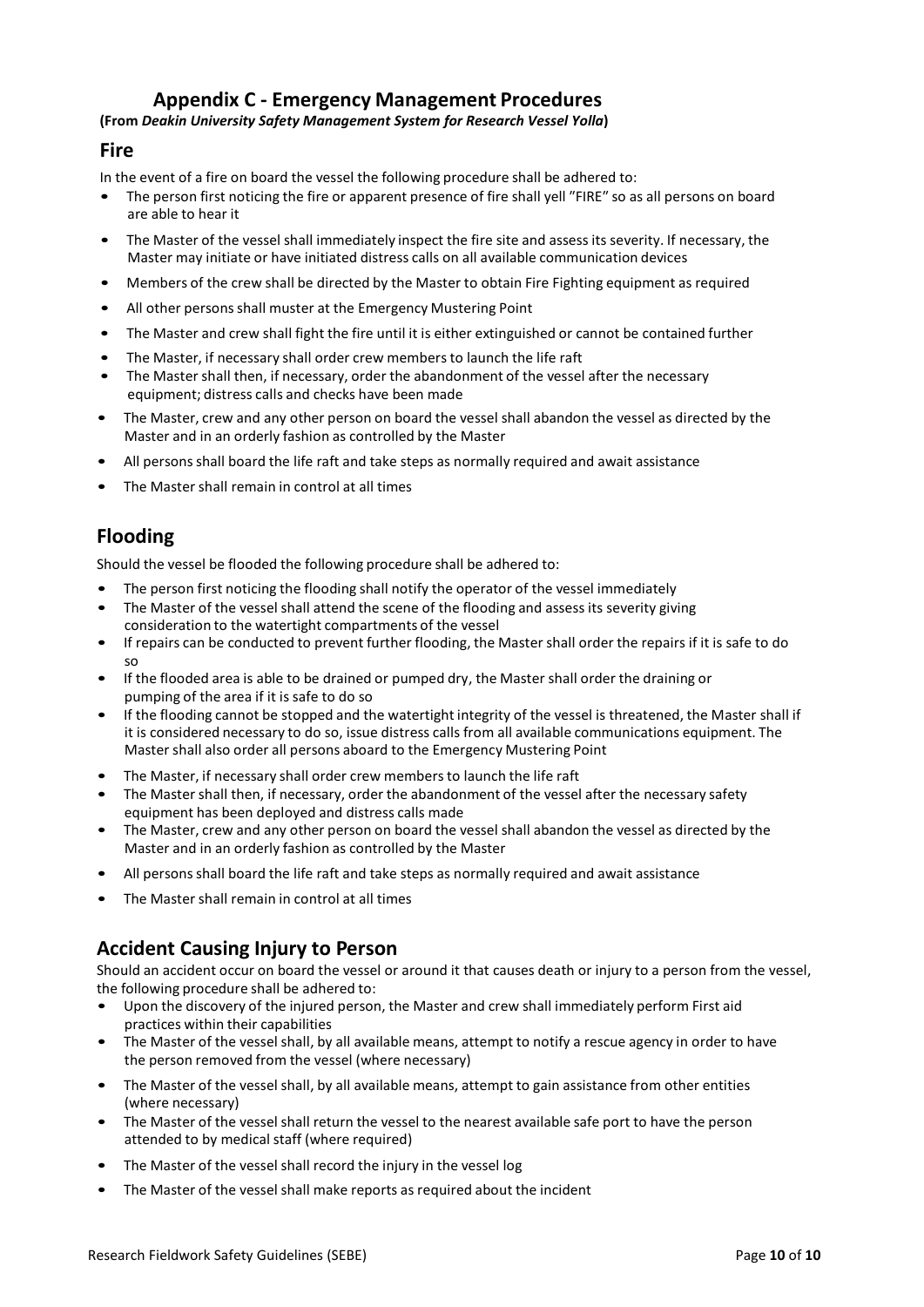## Appendix C - Emergency Management Procedures

**(From *Deakin University Safety Management System for Research Vessel Yolla*)**

### Fire

In the event of a fire on board the vessel the following procedure shall be adhered to:

- The person first noticing the fire or apparent presence of fire shall yell "FIRE" so as all persons on board are able to hear it
- The Master of the vessel shall immediately inspect the fire site and assess its severity. If necessary, the Master may initiate or have initiated distress calls on all available communication devices
- Members of the crew shall be directed by the Master to obtain Fire Fighting equipment as required
- All other persons shall muster at the Emergency Mustering Point
- The Master and crew shall fight the fire until it is either extinguished or cannot be contained further
- The Master, if necessary shall order crew members to launch the life raft
- The Master shall then, if necessary, order the abandonment of the vessel after the necessary equipment; distress calls and checks have been made
- The Master, crew and any other person on board the vessel shall abandon the vessel as directed by the Master and in an orderly fashion as controlled by the Master
- All persons shall board the life raft and take steps as normally required and await assistance
- The Master shall remain in control at all times

### Flooding

Should the vessel be flooded the following procedure shall be adhered to:

- The person first noticing the flooding shall notify the operator of the vessel immediately
- The Master of the vessel shall attend the scene of the flooding and assess its severity giving consideration to the watertight compartments of the vessel
- If repairs can be conducted to prevent further flooding, the Master shall order the repairs if it is safe to do so
- If the flooded area is able to be drained or pumped dry, the Master shall order the draining or pumping of the area if it is safe to do so
- If the flooding cannot be stopped and the watertight integrity of the vessel is threatened, the Master shall if it is considered necessary to do so, issue distress calls from all available communications equipment. The Master shall also order all persons aboard to the Emergency Mustering Point
- The Master, if necessary shall order crew members to launch the life raft
- The Master shall then, if necessary, order the abandonment of the vessel after the necessary safety equipment has been deployed and distress calls made
- The Master, crew and any other person on board the vessel shall abandon the vessel as directed by the Master and in an orderly fashion as controlled by the Master
- All persons shall board the life raft and take steps as normally required and await assistance
- The Master shall remain in control at all times

### Accident Causing Injury to Person

Should an accident occur on board the vessel or around it that causes death or injury to a person from the vessel, the following procedure shall be adhered to:

- Upon the discovery of the injured person, the Master and crew shall immediately perform First aid practices within their capabilities
- The Master of the vessel shall, by all available means, attempt to notify a rescue agency in order to have the person removed from the vessel (where necessary)
- The Master of the vessel shall, by all available means, attempt to gain assistance from other entities (where necessary)
- The Master of the vessel shall return the vessel to the nearest available safe port to have the person attended to by medical staff (where required)
- The Master of the vessel shall record the injury in the vessel log
- The Master of the vessel shall make reports as required about the incident